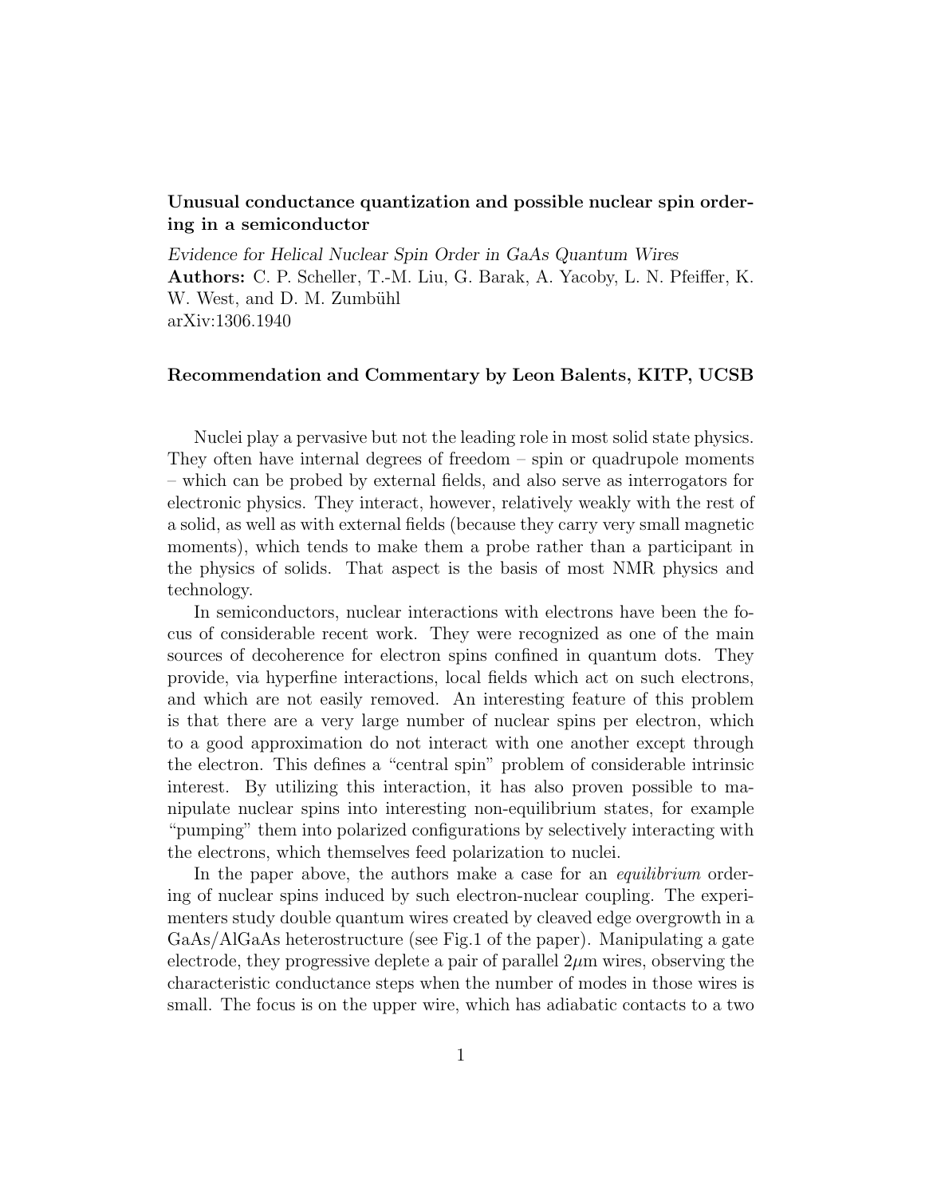**Unusual conductance quantization and possible nuclear spin ordering in a semiconductor**

*Evidence for Helical Nuclear Spin Order in GaAs Quantum Wires*
**Authors:** C. P. Scheller, T.-M. Liu, G. Barak, A. Yacoby, L. N. Pfeiffer, K. W. West, and D. M. Zumbühl
arXiv:1306.1940

**Recommendation and Commentary by Leon Balents, KITP, UCSB**

Nuclei play a pervasive but not the leading role in most solid state physics. They often have internal degrees of freedom – spin or quadrupole moments – which can be probed by external fields, and also serve as interrogators for electronic physics. They interact, however, relatively weakly with the rest of a solid, as well as with external fields (because they carry very small magnetic moments), which tends to make them a probe rather than a participant in the physics of solids. That aspect is the basis of most NMR physics and technology.

In semiconductors, nuclear interactions with electrons have been the focus of considerable recent work. They were recognized as one of the main sources of decoherence for electron spins confined in quantum dots. They provide, via hyperfine interactions, local fields which act on such electrons, and which are not easily removed. An interesting feature of this problem is that there are a very large number of nuclear spins per electron, which to a good approximation do not interact with one another except through the electron. This defines a "central spin" problem of considerable intrinsic interest. By utilizing this interaction, it has also proven possible to manipulate nuclear spins into interesting non-equilibrium states, for example "pumping" them into polarized configurations by selectively interacting with the electrons, which themselves feed polarization to nuclei.

In the paper above, the authors make a case for an *equilibrium* ordering of nuclear spins induced by such electron-nuclear coupling. The experimenters study double quantum wires created by cleaved edge overgrowth in a GaAs/AlGaAs heterostructure (see Fig.1 of the paper). Manipulating a gate electrode, they progressive deplete a pair of parallel $2\mu$m wires, observing the characteristic conductance steps when the number of modes in those wires is small. The focus is on the upper wire, which has adiabatic contacts to a two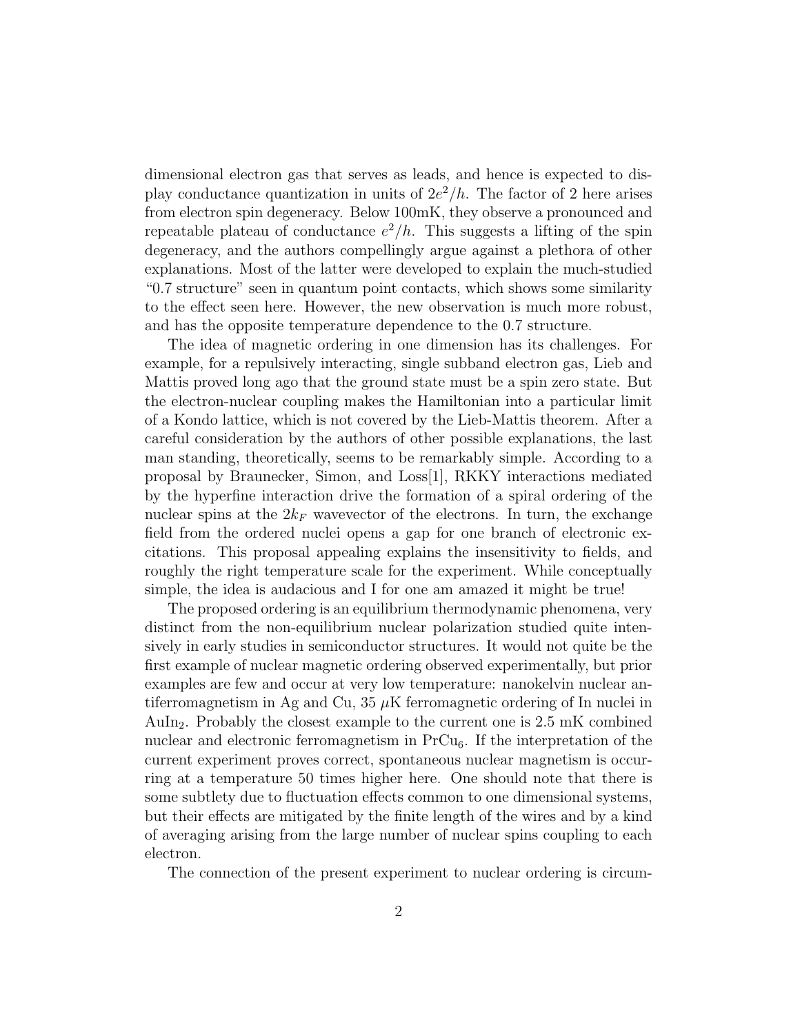dimensional electron gas that serves as leads, and hence is expected to display conductance quantization in units of $2e^2/h$. The factor of 2 here arises from electron spin degeneracy. Below 100mK, they observe a pronounced and repeatable plateau of conductance $e^2/h$. This suggests a lifting of the spin degeneracy, and the authors compellingly argue against a plethora of other explanations. Most of the latter were developed to explain the much-studied "0.7 structure" seen in quantum point contacts, which shows some similarity to the effect seen here. However, the new observation is much more robust, and has the opposite temperature dependence to the 0.7 structure.

The idea of magnetic ordering in one dimension has its challenges. For example, for a repulsively interacting, single subband electron gas, Lieb and Mattis proved long ago that the ground state must be a spin zero state. But the electron-nuclear coupling makes the Hamiltonian into a particular limit of a Kondo lattice, which is not covered by the Lieb-Mattis theorem. After a careful consideration by the authors of other possible explanations, the last man standing, theoretically, seems to be remarkably simple. According to a proposal by Braunecker, Simon, and Loss[1], RKKY interactions mediated by the hyperfine interaction drive the formation of a spiral ordering of the nuclear spins at the $2k_F$ wavevector of the electrons. In turn, the exchange field from the ordered nuclei opens a gap for one branch of electronic excitations. This proposal appealing explains the insensitivity to fields, and roughly the right temperature scale for the experiment. While conceptually simple, the idea is audacious and I for one am amazed it might be true!

The proposed ordering is an equilibrium thermodynamic phenomena, very distinct from the non-equilibrium nuclear polarization studied quite intensively in early studies in semiconductor structures. It would not quite be the first example of nuclear magnetic ordering observed experimentally, but prior examples are few and occur at very low temperature: nanokelvin nuclear antiferromagnetism in Ag and Cu, 35 $\mu$K ferromagnetic ordering of In nuclei in $AuIn_2$. Probably the closest example to the current one is 2.5 mK combined nuclear and electronic ferromagnetism in $PrCu_6$. If the interpretation of the current experiment proves correct, spontaneous nuclear magnetism is occurring at a temperature 50 times higher here. One should note that there is some subtlety due to fluctuation effects common to one dimensional systems, but their effects are mitigated by the finite length of the wires and by a kind of averaging arising from the large number of nuclear spins coupling to each electron.

The connection of the present experiment to nuclear ordering is circum-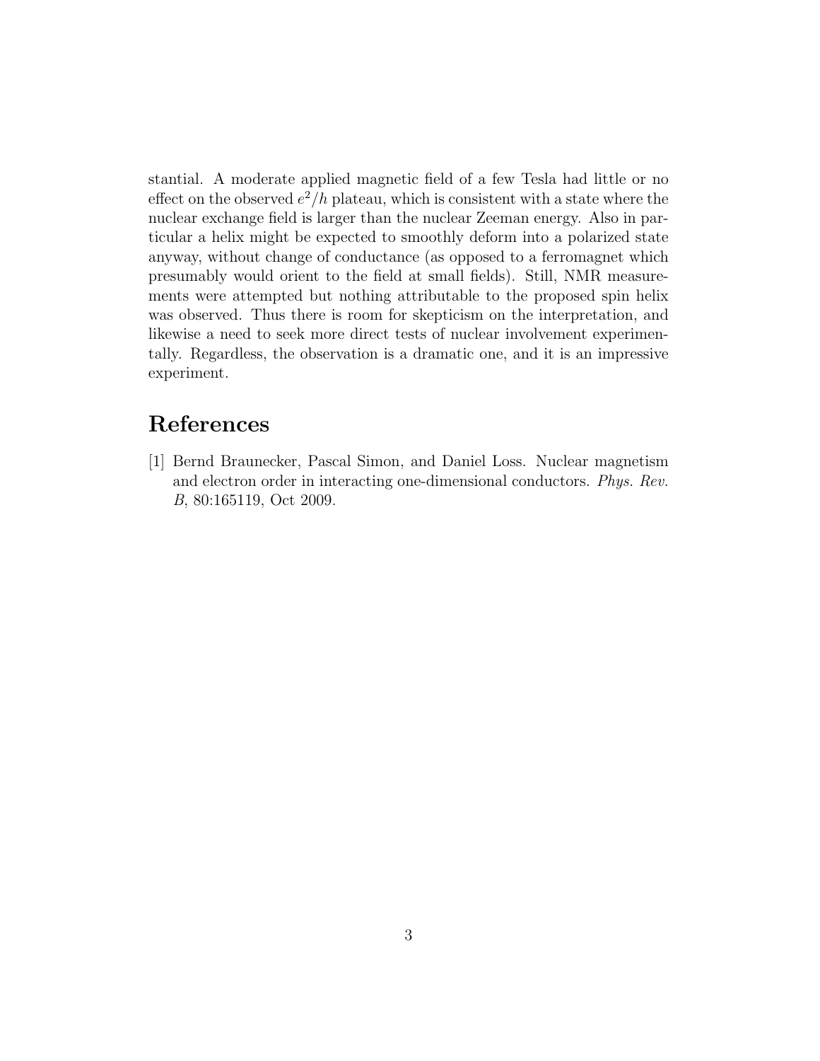stantial. A moderate applied magnetic field of a few Tesla had little or no effect on the observed $e^2/h$ plateau, which is consistent with a state where the nuclear exchange field is larger than the nuclear Zeeman energy. Also in particular a helix might be expected to smoothly deform into a polarized state anyway, without change of conductance (as opposed to a ferromagnet which presumably would orient to the field at small fields). Still, NMR measurements were attempted but nothing attributable to the proposed spin helix was observed. Thus there is room for skepticism on the interpretation, and likewise a need to seek more direct tests of nuclear involvement experimentally. Regardless, the observation is a dramatic one, and it is an impressive experiment.

# References

[1] Bernd Braunecker, Pascal Simon, and Daniel Loss. Nuclear magnetism and electron order in interacting one-dimensional conductors. *Phys. Rev. B*, 80:165119, Oct 2009.